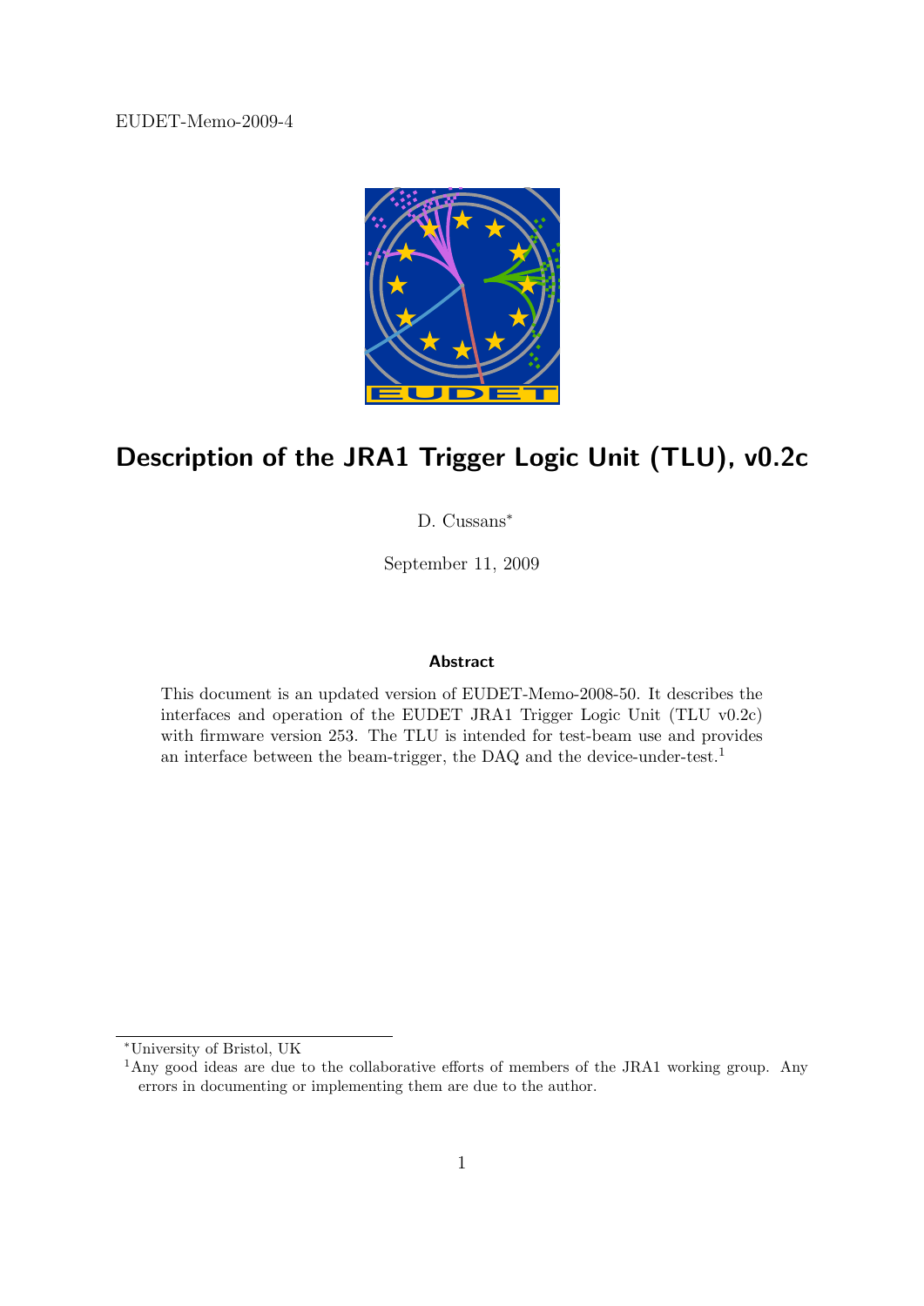EUDET-Memo-2009-4

# Description of the JRA1 Trigger Logic Unit (TLU), v0.2c

D. Cussans*

September 11, 2009

### Abstract

This document is an updated version of EUDET-Memo-2008-50. It describes the interfaces and operation of the EUDET JRA1 Trigger Logic Unit (TLU v0.2c) with firmware version 253. The TLU is intended for test-beam use and provides an interface between the beam-trigger, the DAQ and the device-under-test.[1]

---

*University of Bristol, UK

[1] Any good ideas are due to the collaborative efforts of members of the JRA1 working group. Any errors in documenting or implementing them are due to the author.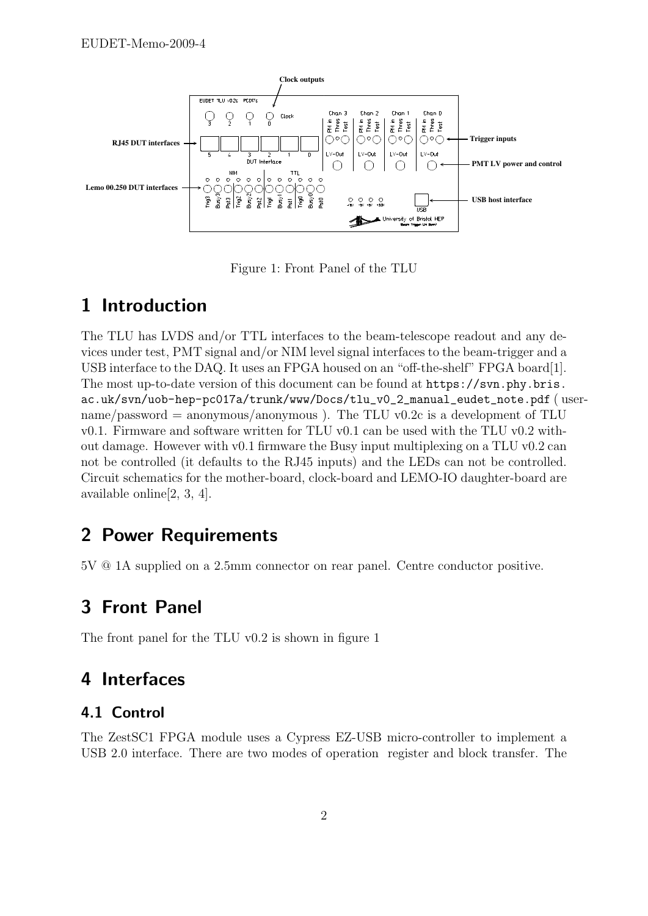Figure 1: Front Panel of the TLU

# 1 Introduction

The TLU has LVDS and/or TTL interfaces to the beam-telescope readout and any devices under test, PMT signal and/or NIM level signal interfaces to the beam-trigger and a USB interface to the DAQ. It uses an FPGA housed on an "off-the-shelf" FPGA board[1]. The most up-to-date version of this document can be found at `https://svn.phy.bris.ac.uk/svn/uob-hep-pc017a/trunk/www/Docs/tlu_v0_2_manual_eudet_note.pdf` ( username/password = anonymous/anonymous ). The TLU v0.2c is a development of TLU v0.1. Firmware and software written for TLU v0.1 can be used with the TLU v0.2 without damage. However with v0.1 firmware the Busy input multiplexing on a TLU v0.2 can not be controlled (it defaults to the RJ45 inputs) and the LEDs can not be controlled. Circuit schematics for the mother-board, clock-board and LEMO-IO daughter-board are available online[2, 3, 4].

# 2 Power Requirements

5V @ 1A supplied on a 2.5mm connector on rear panel. Centre conductor positive.

# 3 Front Panel

The front panel for the TLU v0.2 is shown in figure 1

# 4 Interfaces

## 4.1 Control

The ZestSC1 FPGA module uses a Cypress EZ-USB micro-controller to implement a USB 2.0 interface. There are two modes of operation register and block transfer. The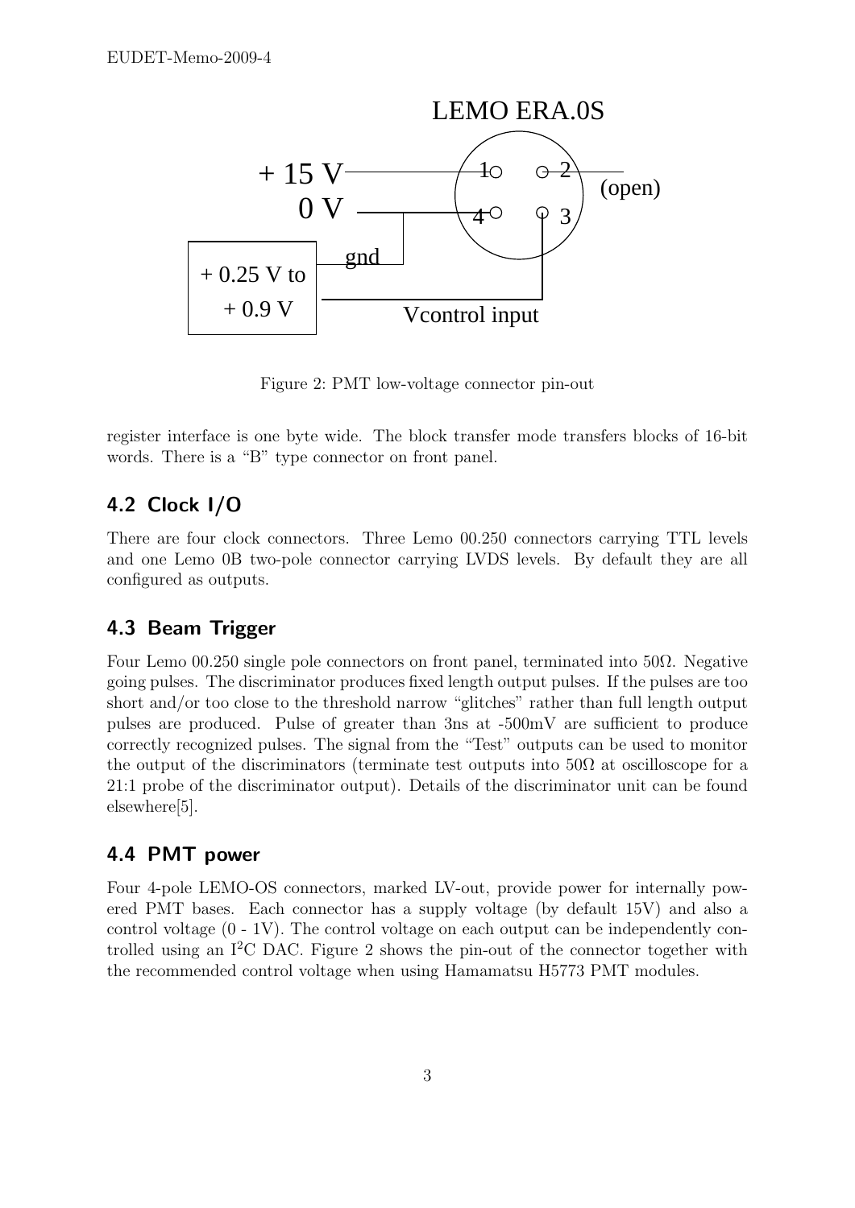Figure 2: PMT low-voltage connector pin-out

register interface is one byte wide. The block transfer mode transfers blocks of 16-bit words. There is a "B" type connector on front panel.

## 4.2 Clock I/O

There are four clock connectors. Three Lemo 00.250 connectors carrying TTL levels and one Lemo 0B two-pole connector carrying LVDS levels. By default they are all configured as outputs.

## 4.3 Beam Trigger

Four Lemo 00.250 single pole connectors on front panel, terminated into 50Ω. Negative going pulses. The discriminator produces fixed length output pulses. If the pulses are too short and/or too close to the threshold narrow "glitches" rather than full length output pulses are produced. Pulse of greater than 3ns at -500mV are sufficient to produce correctly recognized pulses. The signal from the "Test" outputs can be used to monitor the output of the discriminators (terminate test outputs into 50Ω at oscilloscope for a 21:1 probe of the discriminator output). Details of the discriminator unit can be found elsewhere[5].

## 4.4 PMT power

Four 4-pole LEMO-OS connectors, marked LV-out, provide power for internally powered PMT bases. Each connector has a supply voltage (by default 15V) and also a control voltage (0 - 1V). The control voltage on each output can be independently controlled using an $I^2C$ DAC. Figure 2 shows the pin-out of the connector together with the recommended control voltage when using Hamamatsu H5773 PMT modules.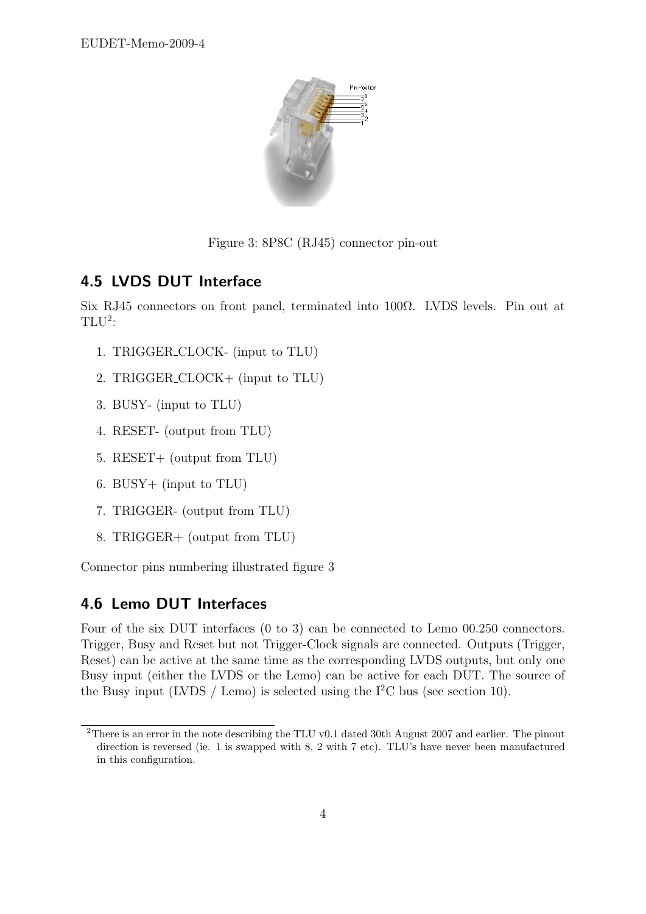Figure 3: 8P8C (RJ45) connector pin-out

## 4.5 LVDS DUT Interface

Six RJ45 connectors on front panel, terminated into 100Ω. LVDS levels. Pin out at TLU[2]:

1. TRIGGER_CLOCK- (input to TLU)
2. TRIGGER_CLOCK+ (input to TLU)
3. BUSY- (input to TLU)
4. RESET- (output from TLU)
5. RESET+ (output from TLU)
6. BUSY+ (input to TLU)
7. TRIGGER- (output from TLU)
8. TRIGGER+ (output from TLU)

Connector pins numbering illustrated figure 3

## 4.6 Lemo DUT Interfaces

Four of the six DUT interfaces (0 to 3) can be connected to Lemo 00.250 connectors. Trigger, Busy and Reset but not Trigger-Clock signals are connected. Outputs (Trigger, Reset) can be active at the same time as the corresponding LVDS outputs, but only one Busy input (either the LVDS or the Lemo) can be active for each DUT. The source of the Busy input (LVDS / Lemo) is selected using the $I^2C$ bus (see section 10).

[2]There is an error in the note describing the TLU v0.1 dated 30th August 2007 and earlier. The pinout direction is reversed (ie. 1 is swapped with 8, 2 with 7 etc). TLU's have never been manufactured in this configuration.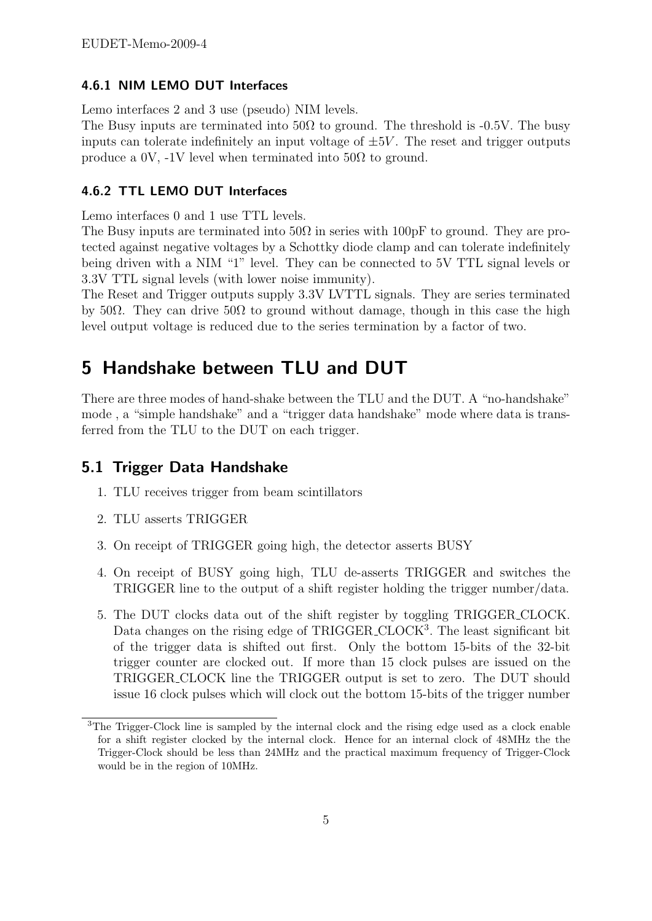### 4.6.1 NIM LEMO DUT Interfaces

Lemo interfaces 2 and 3 use (pseudo) NIM levels.
The Busy inputs are terminated into 50Ω to ground. The threshold is -0.5V. The busy inputs can tolerate indefinitely an input voltage of $\pm 5V$. The reset and trigger outputs produce a 0V, -1V level when terminated into 50Ω to ground.

### 4.6.2 TTL LEMO DUT Interfaces

Lemo interfaces 0 and 1 use TTL levels.
The Busy inputs are terminated into 50Ω in series with 100pF to ground. They are protected against negative voltages by a Schottky diode clamp and can tolerate indefinitely being driven with a NIM "1" level. They can be connected to 5V TTL signal levels or 3.3V TTL signal levels (with lower noise immunity).
The Reset and Trigger outputs supply 3.3V LVTTL signals. They are series terminated by 50Ω. They can drive 50Ω to ground without damage, though in this case the high level output voltage is reduced due to the series termination by a factor of two.

# 5 Handshake between TLU and DUT

There are three modes of hand-shake between the TLU and the DUT. A "no-handshake" mode , a "simple handshake" and a "trigger data handshake" mode where data is transferred from the TLU to the DUT on each trigger.

## 5.1 Trigger Data Handshake

1. TLU receives trigger from beam scintillators
2. TLU asserts TRIGGER
3. On receipt of TRIGGER going high, the detector asserts BUSY
4. On receipt of BUSY going high, TLU de-asserts TRIGGER and switches the TRIGGER line to the output of a shift register holding the trigger number/data.
5. The DUT clocks data out of the shift register by toggling TRIGGER_CLOCK. Data changes on the rising edge of TRIGGER_CLOCK[3]. The least significant bit of the trigger data is shifted out first. Only the bottom 15-bits of the 32-bit trigger counter are clocked out. If more than 15 clock pulses are issued on the TRIGGER_CLOCK line the TRIGGER output is set to zero. The DUT should issue 16 clock pulses which will clock out the bottom 15-bits of the trigger number

[3]The Trigger-Clock line is sampled by the internal clock and the rising edge used as a clock enable for a shift register clocked by the internal clock. Hence for an internal clock of 48MHz the the Trigger-Clock should be less than 24MHz and the practical maximum frequency of Trigger-Clock would be in the region of 10MHz.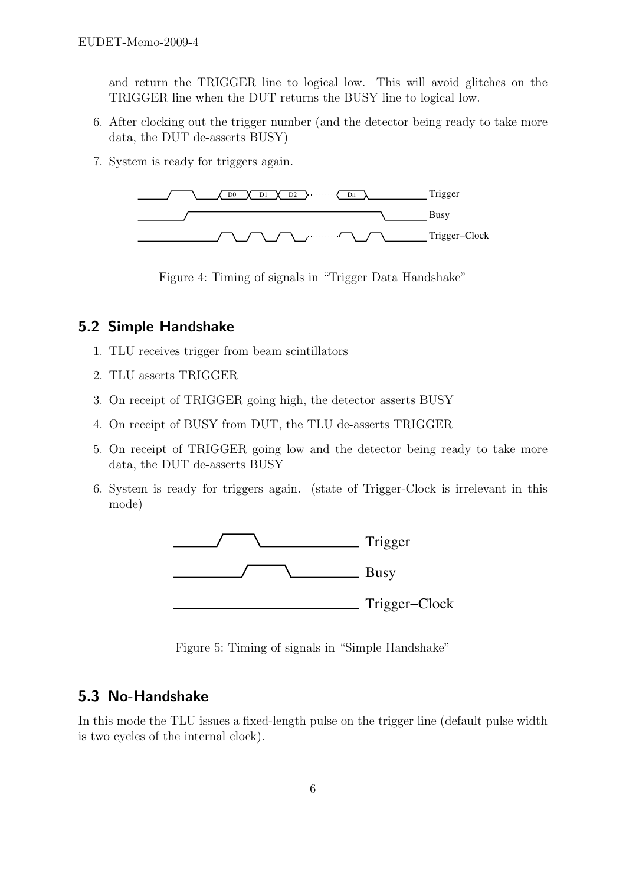and return the TRIGGER line to logical low. This will avoid glitches on the TRIGGER line when the DUT returns the BUSY line to logical low.

6. After clocking out the trigger number (and the detector being ready to take more data, the DUT de-asserts BUSY)
7. System is ready for triggers again.

Figure 4: Timing of signals in "Trigger Data Handshake"

## 5.2 Simple Handshake

1. TLU receives trigger from beam scintillators
2. TLU asserts TRIGGER
3. On receipt of TRIGGER going high, the detector asserts BUSY
4. On receipt of BUSY from DUT, the TLU de-asserts TRIGGER
5. On receipt of TRIGGER going low and the detector being ready to take more data, the DUT de-asserts BUSY
6. System is ready for triggers again. (state of Trigger-Clock is irrelevant in this mode)

Figure 5: Timing of signals in "Simple Handshake"

## 5.3 No-Handshake

In this mode the TLU issues a fixed-length pulse on the trigger line (default pulse width is two cycles of the internal clock).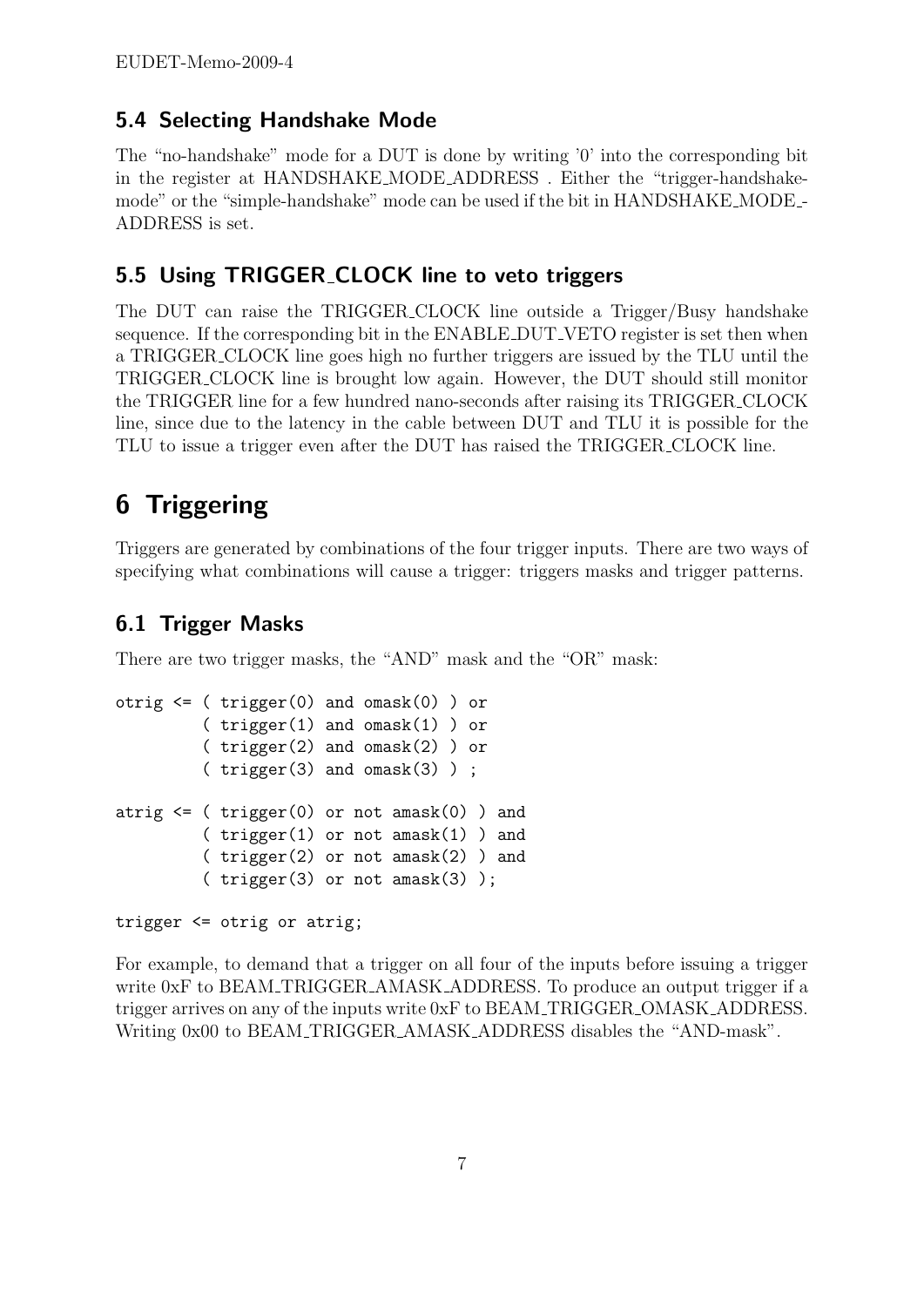## 5.4 Selecting Handshake Mode

The "no-handshake" mode for a DUT is done by writing '0' into the corresponding bit in the register at HANDSHAKE_MODE_ADDRESS . Either the "trigger-handshake-mode" or the "simple-handshake" mode can be used if the bit in HANDSHAKE_MODE_ADDRESS is set.

## 5.5 Using TRIGGER_CLOCK line to veto triggers

The DUT can raise the TRIGGER_CLOCK line outside a Trigger/Busy handshake sequence. If the corresponding bit in the ENABLE_DUT_VETO register is set then when a TRIGGER_CLOCK line goes high no further triggers are issued by the TLU until the TRIGGER_CLOCK line is brought low again. However, the DUT should still monitor the TRIGGER line for a few hundred nano-seconds after raising its TRIGGER_CLOCK line, since due to the latency in the cable between DUT and TLU it is possible for the TLU to issue a trigger even after the DUT has raised the TRIGGER_CLOCK line.

# 6 Triggering

Triggers are generated by combinations of the four trigger inputs. There are two ways of specifying what combinations will cause a trigger: triggers masks and trigger patterns.

## 6.1 Trigger Masks

There are two trigger masks, the "AND" mask and the "OR" mask:

```
otrig <= ( trigger(0) and omask(0) ) or
         ( trigger(1) and omask(1) ) or
         ( trigger(2) and omask(2) ) or
         ( trigger(3) and omask(3) ) ;

atrig <= ( trigger(0) or not amask(0) ) and
         ( trigger(1) or not amask(1) ) and
         ( trigger(2) or not amask(2) ) and
         ( trigger(3) or not amask(3) );

trigger <= otrig or atrig;
```

For example, to demand that a trigger on all four of the inputs before issuing a trigger write 0xF to BEAM_TRIGGER_AMASK_ADDRESS. To produce an output trigger if a trigger arrives on any of the inputs write 0xF to BEAM_TRIGGER_OMASK_ADDRESS. Writing 0x00 to BEAM_TRIGGER_AMASK_ADDRESS disables the "AND-mask".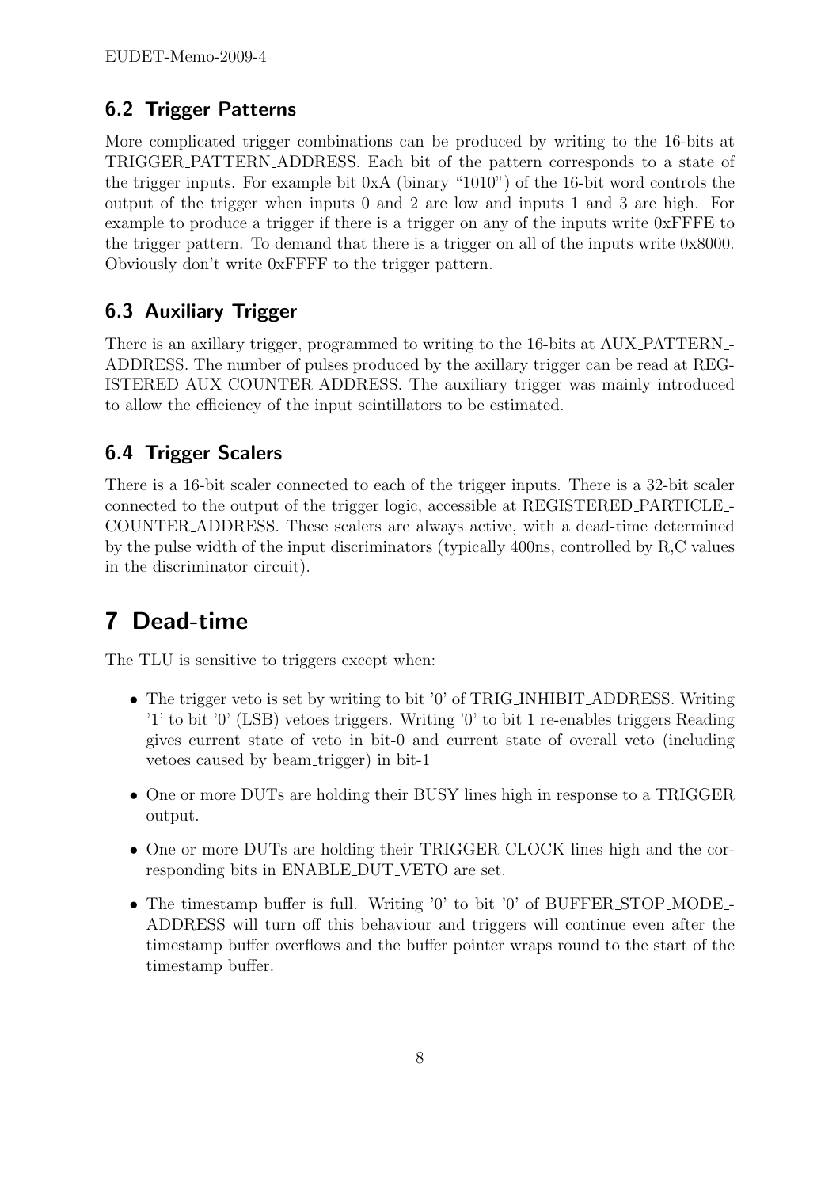## 6.2 Trigger Patterns

More complicated trigger combinations can be produced by writing to the 16-bits at TRIGGER_PATTERN_ADDRESS. Each bit of the pattern corresponds to a state of the trigger inputs. For example bit 0xA (binary "1010") of the 16-bit word controls the output of the trigger when inputs 0 and 2 are low and inputs 1 and 3 are high. For example to produce a trigger if there is a trigger on any of the inputs write 0xFFFE to the trigger pattern. To demand that there is a trigger on all of the inputs write 0x8000. Obviously don't write 0xFFFF to the trigger pattern.

## 6.3 Auxiliary Trigger

There is an axillary trigger, programmed to writing to the 16-bits at AUX_PATTERN_ADDRESS. The number of pulses produced by the axillary trigger can be read at REGISTERED_AUX_COUNTER_ADDRESS. The auxiliary trigger was mainly introduced to allow the efficiency of the input scintillators to be estimated.

## 6.4 Trigger Scalers

There is a 16-bit scaler connected to each of the trigger inputs. There is a 32-bit scaler connected to the output of the trigger logic, accessible at REGISTERED_PARTICLE_COUNTER_ADDRESS. These scalers are always active, with a dead-time determined by the pulse width of the input discriminators (typically 400ns, controlled by R,C values in the discriminator circuit).

# 7 Dead-time

The TLU is sensitive to triggers except when:

- The trigger veto is set by writing to bit '0' of TRIG_INHIBIT_ADDRESS. Writing '1' to bit '0' (LSB) vetoes triggers. Writing '0' to bit 1 re-enables triggers Reading gives current state of veto in bit-0 and current state of overall veto (including vetoes caused by beam_trigger) in bit-1
- One or more DUTs are holding their BUSY lines high in response to a TRIGGER output.
- One or more DUTs are holding their TRIGGER_CLOCK lines high and the corresponding bits in ENABLE_DUT_VETO are set.
- The timestamp buffer is full. Writing '0' to bit '0' of BUFFER_STOP_MODE_ADDRESS will turn off this behaviour and triggers will continue even after the timestamp buffer overflows and the buffer pointer wraps round to the start of the timestamp buffer.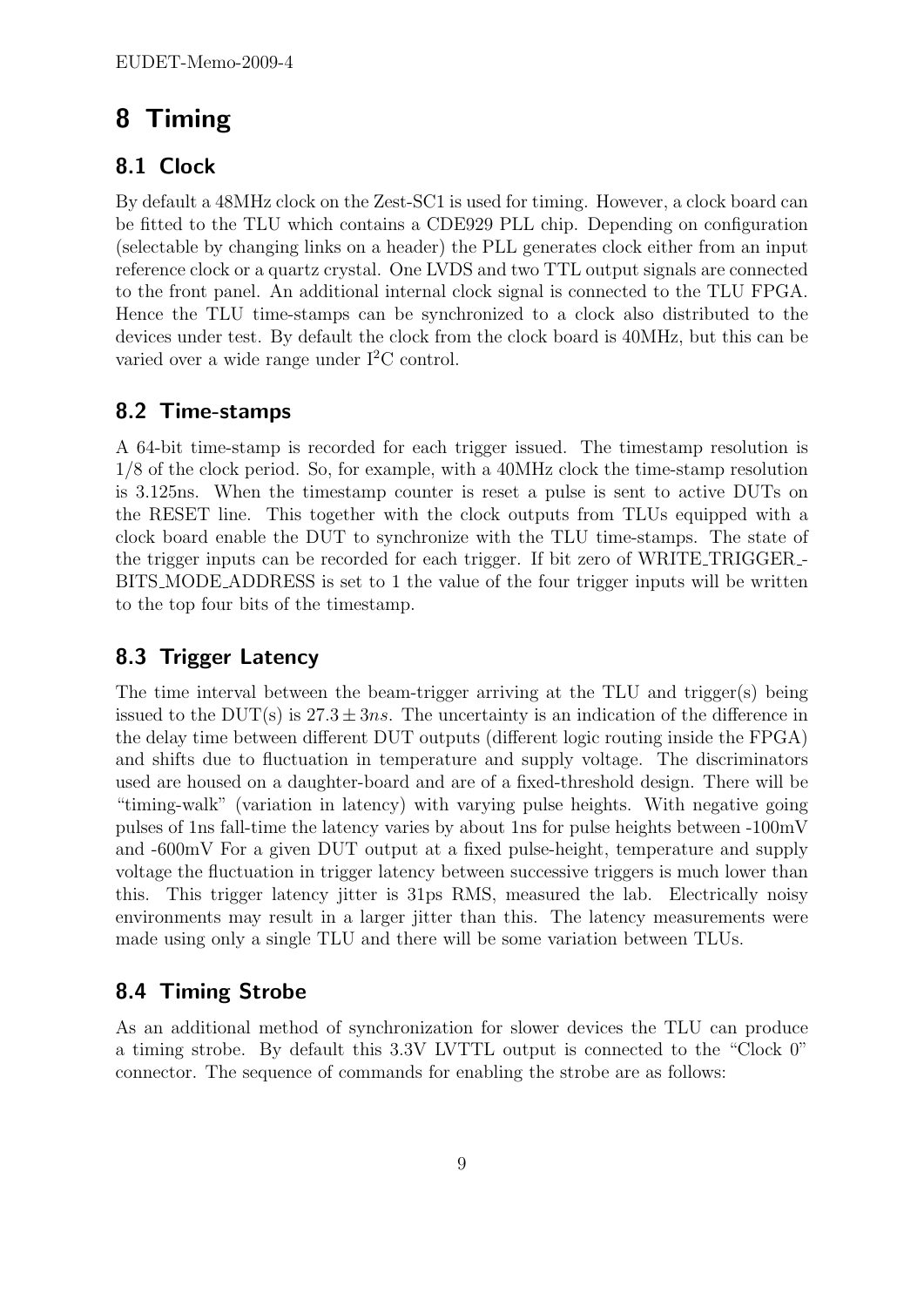# 8 Timing

## 8.1 Clock

By default a 48MHz clock on the Zest-SC1 is used for timing. However, a clock board can be fitted to the TLU which contains a CDE929 PLL chip. Depending on configuration (selectable by changing links on a header) the PLL generates clock either from an input reference clock or a quartz crystal. One LVDS and two TTL output signals are connected to the front panel. An additional internal clock signal is connected to the TLU FPGA. Hence the TLU time-stamps can be synchronized to a clock also distributed to the devices under test. By default the clock from the clock board is 40MHz, but this can be varied over a wide range under $I^2C$ control.

## 8.2 Time-stamps

A 64-bit time-stamp is recorded for each trigger issued. The timestamp resolution is 1/8 of the clock period. So, for example, with a 40MHz clock the time-stamp resolution is 3.125ns. When the timestamp counter is reset a pulse is sent to active DUTs on the RESET line. This together with the clock outputs from TLUs equipped with a clock board enable the DUT to synchronize with the TLU time-stamps. The state of the trigger inputs can be recorded for each trigger. If bit zero of WRITE_TRIGGER_BITS_MODE_ADDRESS is set to 1 the value of the four trigger inputs will be written to the top four bits of the timestamp.

## 8.3 Trigger Latency

The time interval between the beam-trigger arriving at the TLU and trigger(s) being issued to the DUT(s) is $27.3 \pm 3ns$. The uncertainty is an indication of the difference in the delay time between different DUT outputs (different logic routing inside the FPGA) and shifts due to fluctuation in temperature and supply voltage. The discriminators used are housed on a daughter-board and are of a fixed-threshold design. There will be "timing-walk" (variation in latency) with varying pulse heights. With negative going pulses of 1ns fall-time the latency varies by about 1ns for pulse heights between -100mV and -600mV For a given DUT output at a fixed pulse-height, temperature and supply voltage the fluctuation in trigger latency between successive triggers is much lower than this. This trigger latency jitter is 31ps RMS, measured the lab. Electrically noisy environments may result in a larger jitter than this. The latency measurements were made using only a single TLU and there will be some variation between TLUs.

## 8.4 Timing Strobe

As an additional method of synchronization for slower devices the TLU can produce a timing strobe. By default this 3.3V LVTTL output is connected to the "Clock 0" connector. The sequence of commands for enabling the strobe are as follows: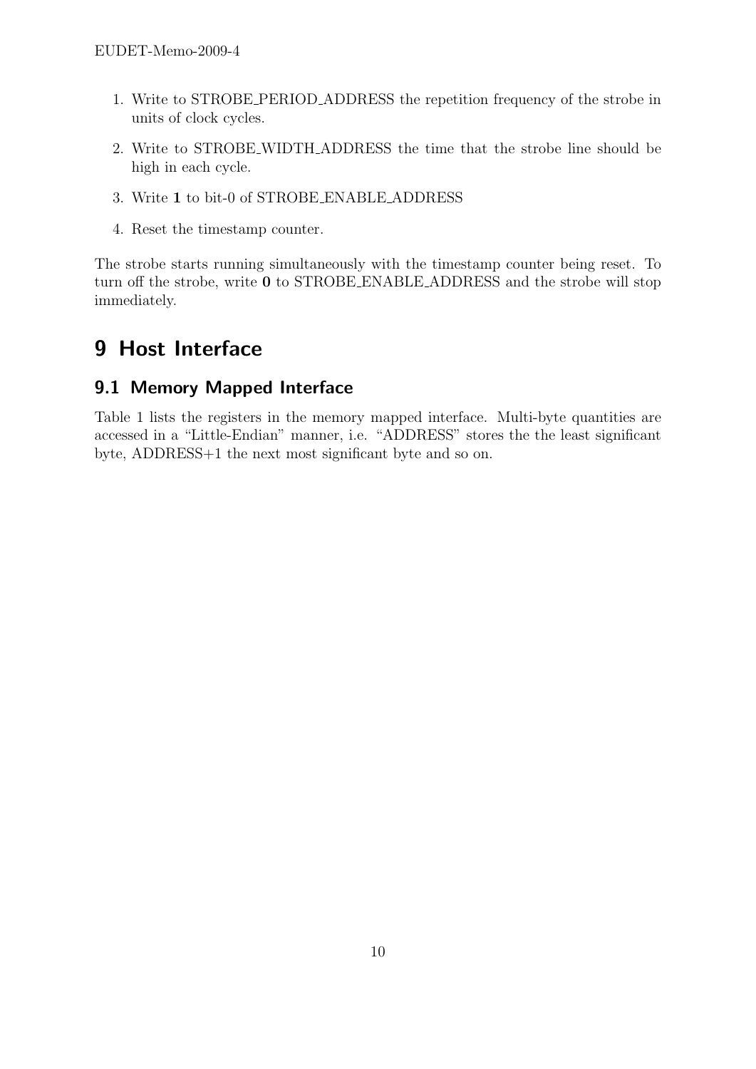1. Write to STROBE_PERIOD_ADDRESS the repetition frequency of the strobe in units of clock cycles.
2. Write to STROBE_WIDTH_ADDRESS the time that the strobe line should be high in each cycle.
3. Write **1** to bit-0 of STROBE_ENABLE_ADDRESS
4. Reset the timestamp counter.

The strobe starts running simultaneously with the timestamp counter being reset. To turn off the strobe, write **0** to STROBE_ENABLE_ADDRESS and the strobe will stop immediately.

# 9 Host Interface

## 9.1 Memory Mapped Interface

Table 1 lists the registers in the memory mapped interface. Multi-byte quantities are accessed in a "Little-Endian" manner, i.e. "ADDRESS" stores the the least significant byte, ADDRESS+1 the next most significant byte and so on.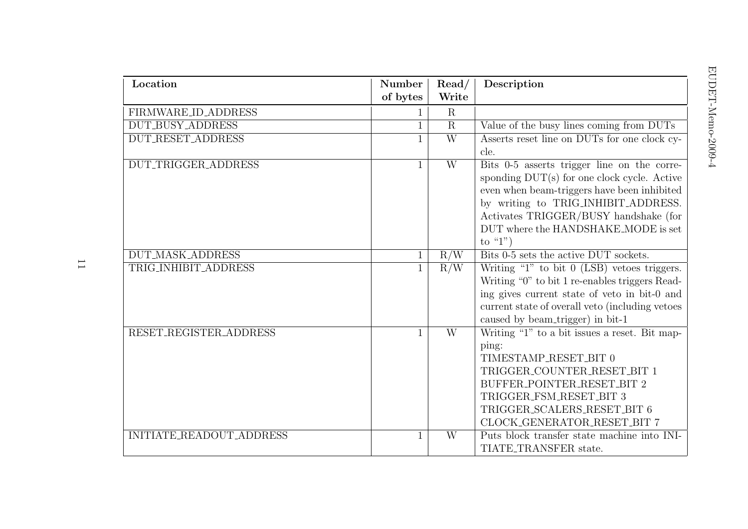| Location | Number of bytes | Read/ Write | Description |
|---|---|---|---|
| FIRMWARE_ID_ADDRESS | 1 | R | |
| DUT_BUSY_ADDRESS | 1 | R | Value of the busy lines coming from DUTs |
| DUT_RESET_ADDRESS | 1 | W | Asserts reset line on DUTs for one clock cycle. |
| DUT_TRIGGER_ADDRESS | 1 | W | Bits 0-5 asserts trigger line on the corresponding DUT(s) for one clock cycle. Active even when beam-triggers have been inhibited by writing to TRIG_INHIBIT_ADDRESS. Activates TRIGGER/BUSY handshake (for DUT where the HANDSHAKE_MODE is set to "1") |
| DUT_MASK_ADDRESS | 1 | R/W | Bits 0-5 sets the active DUT sockets. |
| TRIG_INHIBIT_ADDRESS | 1 | R/W | Writing "1" to bit 0 (LSB) vetoes triggers. Writing "0" to bit 1 re-enables triggers Reading gives current state of veto in bit-0 and current state of overall veto (including vetoes caused by beam_trigger) in bit-1 |
| RESET_REGISTER_ADDRESS | 1 | W | Writing "1" to a bit issues a reset. Bit mapping:<br>TIMESTAMP_RESET_BIT 0<br>TRIGGER_COUNTER_RESET_BIT 1<br>BUFFER_POINTER_RESET_BIT 2<br>TRIGGER_FSM_RESET_BIT 3<br>TRIGGER_SCALERS_RESET_BIT 6<br>CLOCK_GENERATOR_RESET_BIT 7 |
| INITIATE_READOUT_ADDRESS | 1 | W | Puts block transfer state machine into INITIATE_TRANSFER state. |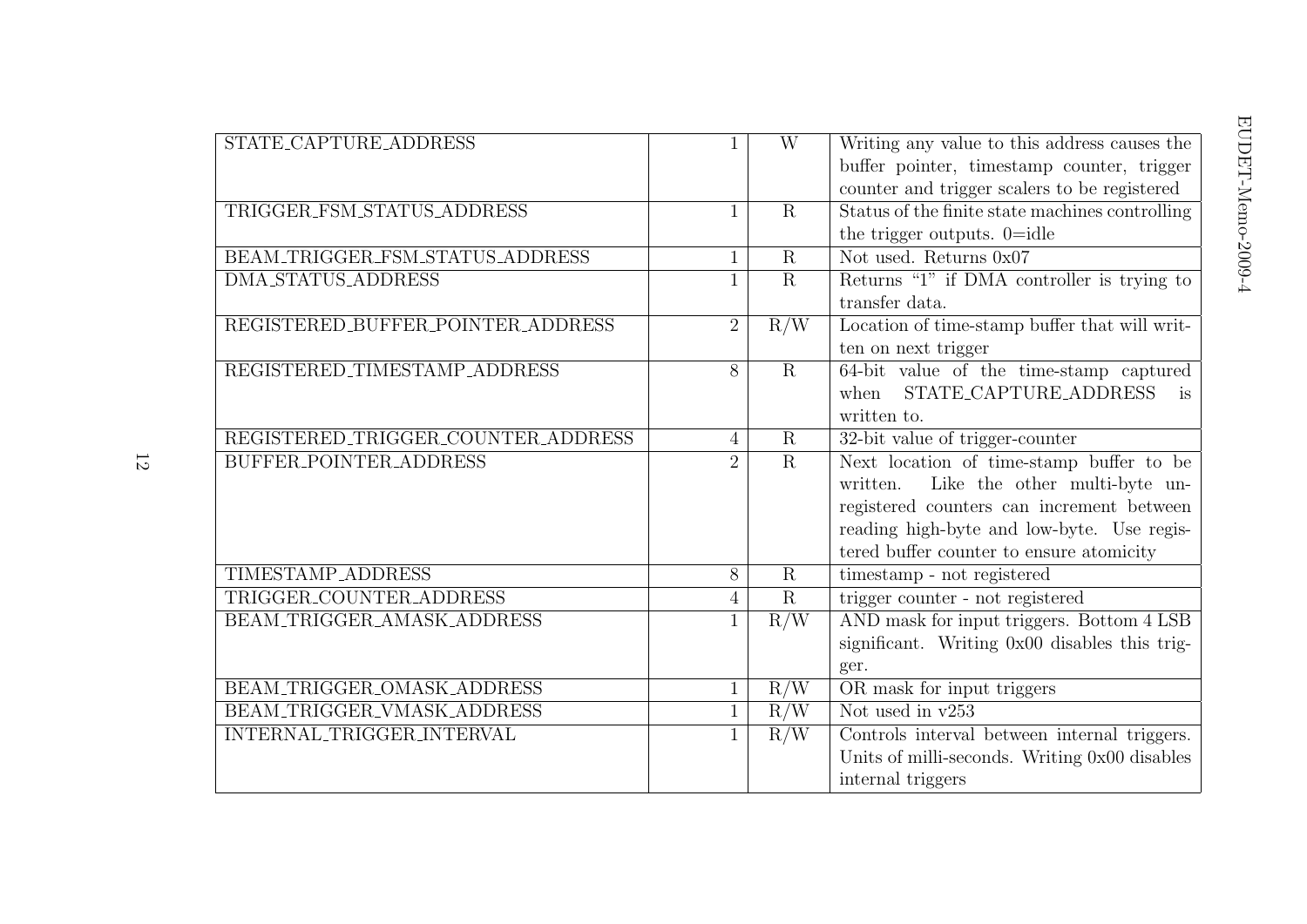| STATE_CAPTURE_ADDRESS | 1 | W | Writing any value to this address causes the buffer pointer, timestamp counter, trigger counter and trigger scalers to be registered |
|---|---|---|---|
| TRIGGER_FSM_STATUS_ADDRESS | 1 | R | Status of the finite state machines controlling the trigger outputs. 0=idle |
| BEAM_TRIGGER_FSM_STATUS_ADDRESS | 1 | R | Not used. Returns 0x07 |
| DMA_STATUS_ADDRESS | 1 | R | Returns "1" if DMA controller is trying to transfer data. |
| REGISTERED_BUFFER_POINTER_ADDRESS | 2 | R/W | Location of time-stamp buffer that will written on next trigger |
| REGISTERED_TIMESTAMP_ADDRESS | 8 | R | 64-bit value of the time-stamp captured when STATE_CAPTURE_ADDRESS is written to. |
| REGISTERED_TRIGGER_COUNTER_ADDRESS | 4 | R | 32-bit value of trigger-counter |
| BUFFER_POINTER_ADDRESS | 2 | R | Next location of time-stamp buffer to be written. Like the other multi-byte unregistered counters can increment between reading high-byte and low-byte. Use registered buffer counter to ensure atomicity |
| TIMESTAMP_ADDRESS | 8 | R | timestamp - not registered |
| TRIGGER_COUNTER_ADDRESS | 4 | R | trigger counter - not registered |
| BEAM_TRIGGER_AMASK_ADDRESS | 1 | R/W | AND mask for input triggers. Bottom 4 LSB significant. Writing 0x00 disables this trigger. |
| BEAM_TRIGGER_OMASK_ADDRESS | 1 | R/W | OR mask for input triggers |
| BEAM_TRIGGER_VMASK_ADDRESS | 1 | R/W | Not used in v253 |
| INTERNAL_TRIGGER_INTERVAL | 1 | R/W | Controls interval between internal triggers. Units of milli-seconds. Writing 0x00 disables internal triggers |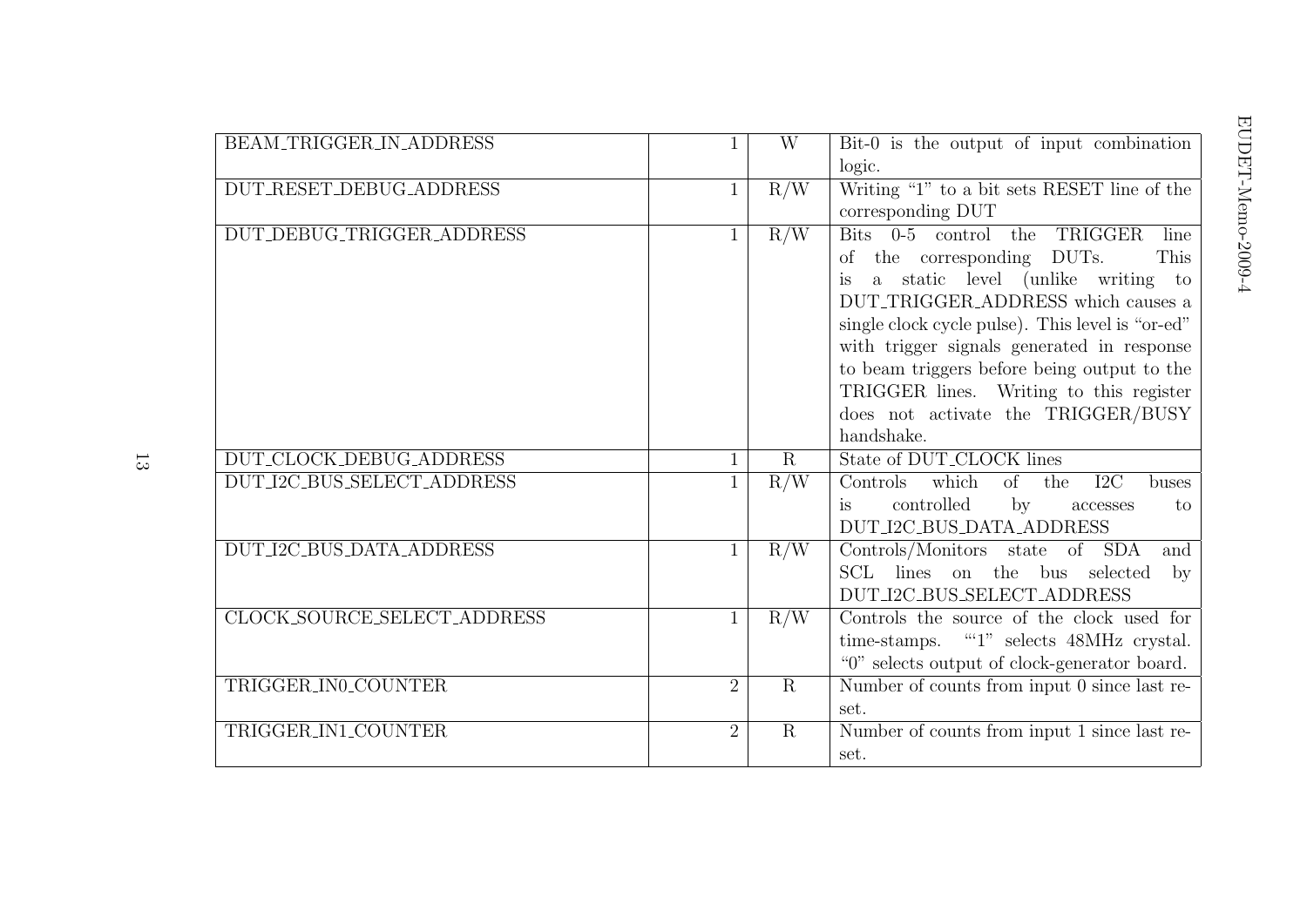| BEAM_TRIGGER_IN_ADDRESS | 1 | W | Bit-0 is the output of input combination logic. |
|---|---|---|---|
| DUT_RESET_DEBUG_ADDRESS | 1 | R/W | Writing “1” to a bit sets RESET line of the corresponding DUT |
| DUT_DEBUG_TRIGGER_ADDRESS | 1 | R/W | Bits 0-5 control the TRIGGER line of the corresponding DUTs. This is a static level (unlike writing to DUT_TRIGGER_ADDRESS which causes a single clock cycle pulse). This level is “or-ed” with trigger signals generated in response to beam triggers before being output to the TRIGGER lines. Writing to this register does not activate the TRIGGER/BUSY handshake. |
| DUT_CLOCK_DEBUG_ADDRESS | 1 | R | State of DUT_CLOCK lines |
| DUT_I2C_BUS_SELECT_ADDRESS | 1 | R/W | Controls which of the I2C buses is controlled by accesses to DUT_I2C_BUS_DATA_ADDRESS |
| DUT_I2C_BUS_DATA_ADDRESS | 1 | R/W | Controls/Monitors state of SDA and SCL lines on the bus selected by DUT_I2C_BUS_SELECT_ADDRESS |
| CLOCK_SOURCE_SELECT_ADDRESS | 1 | R/W | Controls the source of the clock used for time-stamps. “‘1” selects 48MHz crystal. “0” selects output of clock-generator board. |
| TRIGGER_IN0_COUNTER | 2 | R | Number of counts from input 0 since last reset. |
| TRIGGER_IN1_COUNTER | 2 | R | Number of counts from input 1 since last reset. |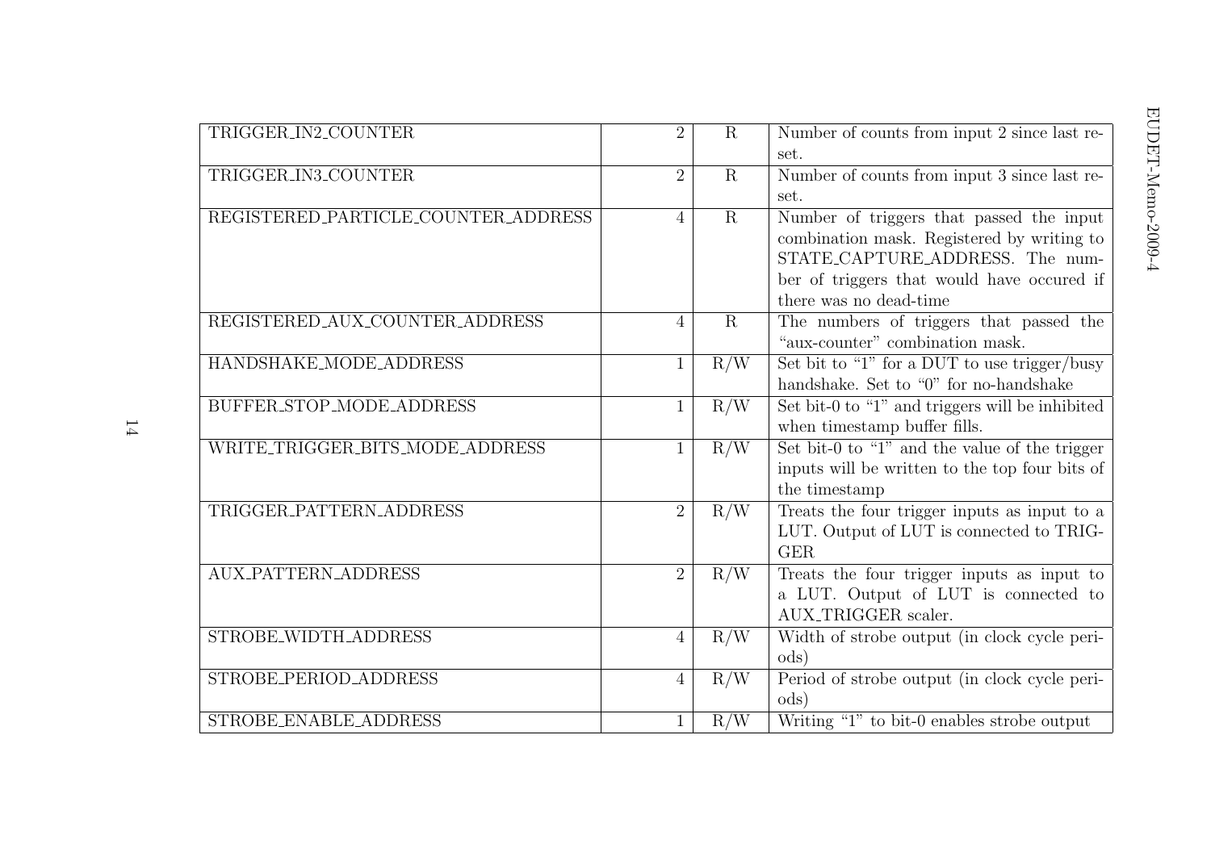| | | | |
|---|---|---|---|
| TRIGGER_IN2_COUNTER | 2 | R | Number of counts from input 2 since last reset. |
| TRIGGER_IN3_COUNTER | 2 | R | Number of counts from input 3 since last reset. |
| REGISTERED_PARTICLE_COUNTER_ADDRESS | 4 | R | Number of triggers that passed the input combination mask. Registered by writing to STATE_CAPTURE_ADDRESS. The number of triggers that would have occured if there was no dead-time |
| REGISTERED_AUX_COUNTER_ADDRESS | 4 | R | The numbers of triggers that passed the "aux-counter" combination mask. |
| HANDSHAKE_MODE_ADDRESS | 1 | R/W | Set bit to "1" for a DUT to use trigger/busy handshake. Set to "0" for no-handshake |
| BUFFER_STOP_MODE_ADDRESS | 1 | R/W | Set bit-0 to "1" and triggers will be inhibited when timestamp buffer fills. |
| WRITE_TRIGGER_BITS_MODE_ADDRESS | 1 | R/W | Set bit-0 to "1" and the value of the trigger inputs will be written to the top four bits of the timestamp |
| TRIGGER_PATTERN_ADDRESS | 2 | R/W | Treats the four trigger inputs as input to a LUT. Output of LUT is connected to TRIGGER |
| AUX_PATTERN_ADDRESS | 2 | R/W | Treats the four trigger inputs as input to a LUT. Output of LUT is connected to AUX_TRIGGER scaler. |
| STROBE_WIDTH_ADDRESS | 4 | R/W | Width of strobe output (in clock cycle periods) |
| STROBE_PERIOD_ADDRESS | 4 | R/W | Period of strobe output (in clock cycle periods) |
| STROBE_ENABLE_ADDRESS | 1 | R/W | Writing "1" to bit-0 enables strobe output |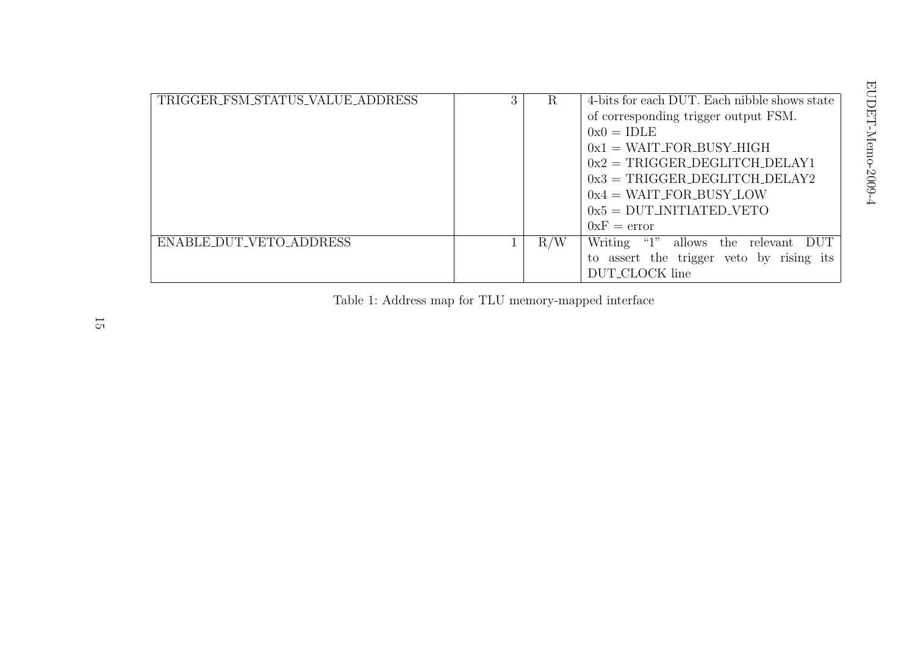| | | | |
|---|---|---|---|
| TRIGGER_FSM_STATUS_VALUE_ADDRESS | 3 | R | 4-bits for each DUT. Each nibble shows state of corresponding trigger output FSM.<br>0x0 = IDLE<br>0x1 = WAIT_FOR_BUSY_HIGH<br>0x2 = TRIGGER_DEGLITCH_DELAY1<br>0x3 = TRIGGER_DEGLITCH_DELAY2<br>0x4 = WAIT_FOR_BUSY_LOW<br>0x5 = DUT_INITIATED_VETO<br>0xF = error |
| ENABLE_DUT_VETO_ADDRESS | 1 | R/W | Writing "1" allows the relevant DUT to assert the trigger veto by rising its DUT_CLOCK line |

Table 1: Address map for TLU memory-mapped interface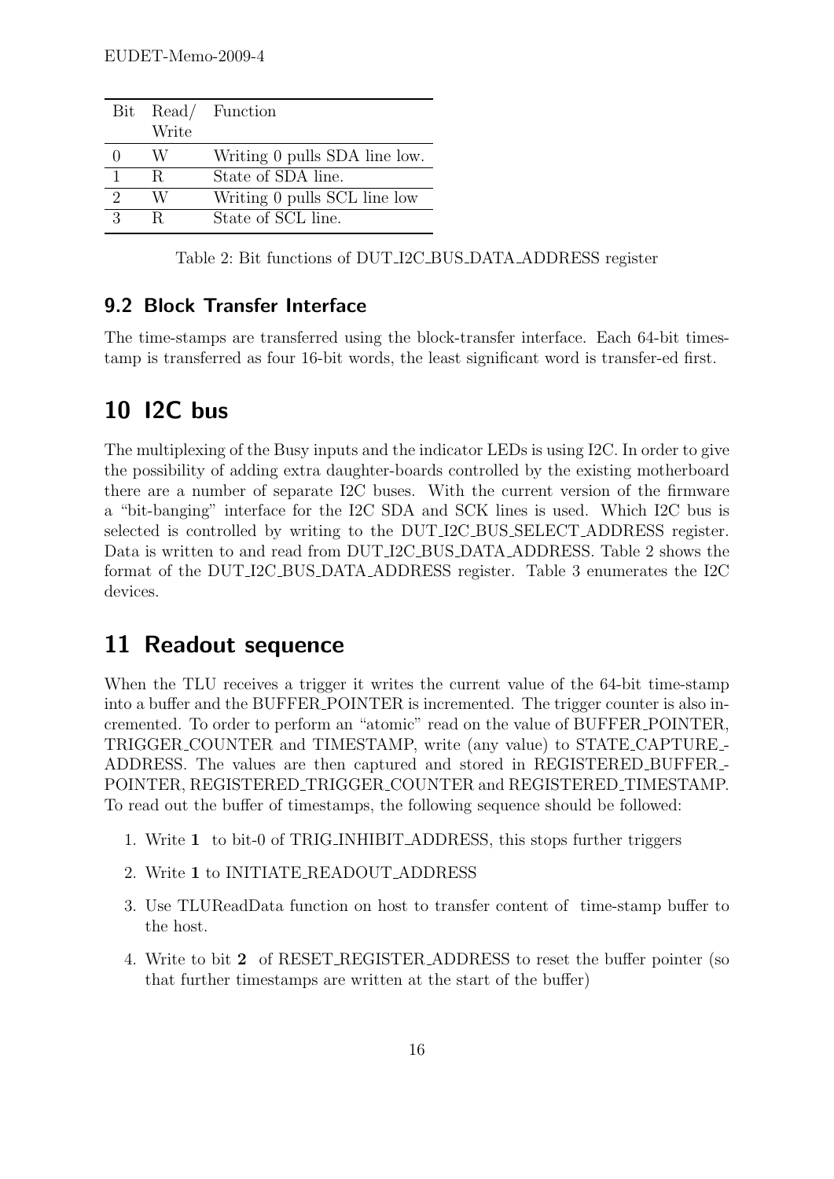| Bit | Read/ Write | Function |
|---|---|---|
| 0 | W | Writing 0 pulls SDA line low. |
| 1 | R | State of SDA line. |
| 2 | W | Writing 0 pulls SCL line low |
| 3 | R | State of SCL line. |

Table 2: Bit functions of DUT_I2C_BUS_DATA_ADDRESS register

### 9.2 Block Transfer Interface

The time-stamps are transferred using the block-transfer interface. Each 64-bit timestamp is transferred as four 16-bit words, the least significant word is transfer-ed first.

## 10 I2C bus

The multiplexing of the Busy inputs and the indicator LEDs is using I2C. In order to give the possibility of adding extra daughter-boards controlled by the existing motherboard there are a number of separate I2C buses. With the current version of the firmware a "bit-banging" interface for the I2C SDA and SCK lines is used. Which I2C bus is selected is controlled by writing to the DUT_I2C_BUS_SELECT_ADDRESS register. Data is written to and read from DUT_I2C_BUS_DATA_ADDRESS. Table 2 shows the format of the DUT_I2C_BUS_DATA_ADDRESS register. Table 3 enumerates the I2C devices.

## 11 Readout sequence

When the TLU receives a trigger it writes the current value of the 64-bit time-stamp into a buffer and the BUFFER_POINTER is incremented. The trigger counter is also incremented. To order to perform an "atomic" read on the value of BUFFER_POINTER, TRIGGER_COUNTER and TIMESTAMP, write (any value) to STATE_CAPTURE_ADDRESS. The values are then captured and stored in REGISTERED_BUFFER_POINTER, REGISTERED_TRIGGER_COUNTER and REGISTERED_TIMESTAMP. To read out the buffer of timestamps, the following sequence should be followed:

1. Write **1** to bit-0 of TRIG_INHIBIT_ADDRESS, this stops further triggers
2. Write **1** to INITIATE_READOUT_ADDRESS
3. Use TLUReadData function on host to transfer content of time-stamp buffer to the host.
4. Write to bit **2** of RESET_REGISTER_ADDRESS to reset the buffer pointer (so that further timestamps are written at the start of the buffer)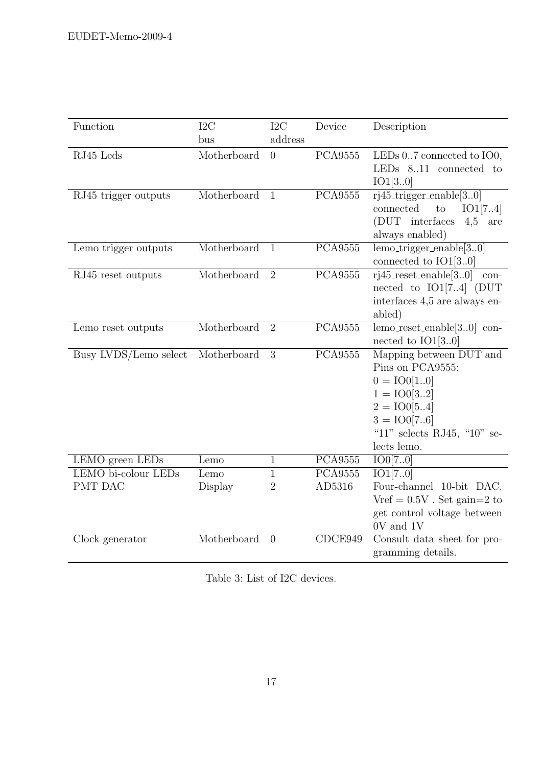| Function | I2C bus | I2C address | Device | Description |
|---|---|---|---|---|
| RJ45 Leds | Motherboard | 0 | PCA9555 | LEDs 0..7 connected to IO0, LEDs 8..11 connected to IO1[3..0] |
| RJ45 trigger outputs | Motherboard | 1 | PCA9555 | rj45_trigger_enable[3..0] connected to IO1[7..4] (DUT interfaces 4,5 are always enabled) |
| Lemo trigger outputs | Motherboard | 1 | PCA9555 | lemo_trigger_enable[3..0] connected to IO1[3..0] |
| RJ45 reset outputs | Motherboard | 2 | PCA9555 | rj45_reset_enable[3..0] connected to IO1[7..4] (DUT interfaces 4,5 are always enabled) |
| Lemo reset outputs | Motherboard | 2 | PCA9555 | lemo_reset_enable[3..0] connected to IO1[3..0] |
| Busy LVDS/Lemo select | Motherboard | 3 | PCA9555 | Mapping between DUT and Pins on PCA9555: 0 = IO0[1..0] 1 = IO0[3..2] 2 = IO0[5..4] 3 = IO0[7..6] "11" selects RJ45, "10" selects lemo. |
| LEMO green LEDs | Lemo | 1 | PCA9555 | IO0[7..0] |
| LEMO bi-colour LEDs | Lemo | 1 | PCA9555 | IO1[7..0] |
| PMT DAC | Display | 2 | AD5316 | Four-channel 10-bit DAC. Vref = 0.5V . Set gain=2 to get control voltage between 0V and 1V |
| Clock generator | Motherboard | 0 | CDCE949 | Consult data sheet for programming details. |

Table 3: List of I2C devices.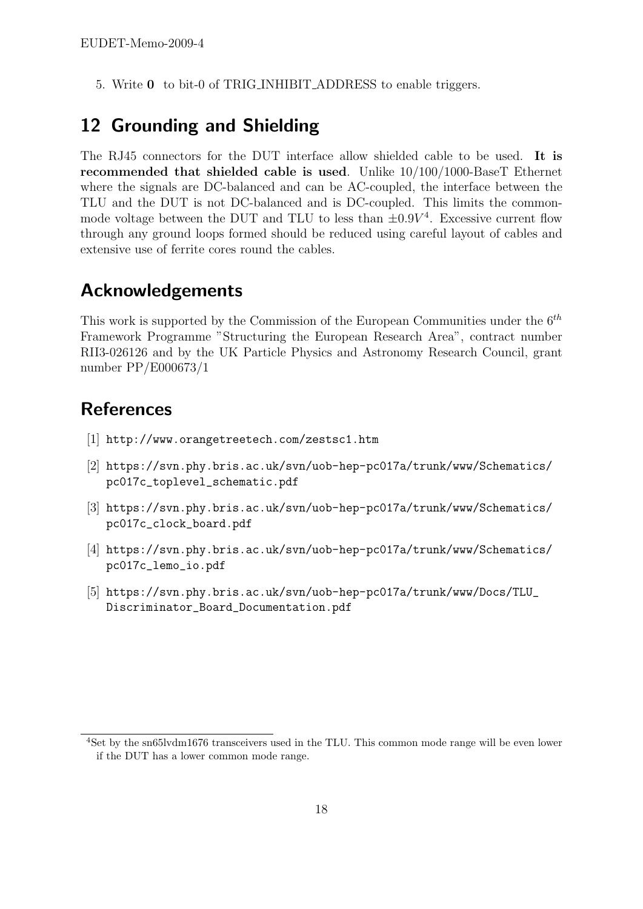5. Write **0** to bit-0 of TRIG_INHIBIT_ADDRESS to enable triggers.

## 12 Grounding and Shielding

The RJ45 connectors for the DUT interface allow shielded cable to be used. **It is recommended that shielded cable is used**. Unlike 10/100/1000-BaseT Ethernet where the signals are DC-balanced and can be AC-coupled, the interface between the TLU and the DUT is not DC-balanced and is DC-coupled. This limits the common-mode voltage between the DUT and TLU to less than $\pm 0.9V$[4]. Excessive current flow through any ground loops formed should be reduced using careful layout of cables and extensive use of ferrite cores round the cables.

## Acknowledgements

This work is supported by the Commission of the European Communities under the $6^{th}$ Framework Programme "Structuring the European Research Area", contract number RII3-026126 and by the UK Particle Physics and Astronomy Research Council, grant number PP/E000673/1

## References

[1] http://www.orangetreetech.com/zestsc1.htm

[2] https://svn.phy.bris.ac.uk/svn/uob-hep-pc017a/trunk/www/Schematics/pc017c_toplevel_schematic.pdf

[3] https://svn.phy.bris.ac.uk/svn/uob-hep-pc017a/trunk/www/Schematics/pc017c_clock_board.pdf

[4] https://svn.phy.bris.ac.uk/svn/uob-hep-pc017a/trunk/www/Schematics/pc017c_lemo_io.pdf

[5] https://svn.phy.bris.ac.uk/svn/uob-hep-pc017a/trunk/www/Docs/TLU_Discriminator_Board_Documentation.pdf

[4] Set by the sn65lvdm1676 transceivers used in the TLU. This common mode range will be even lower if the DUT has a lower common mode range.